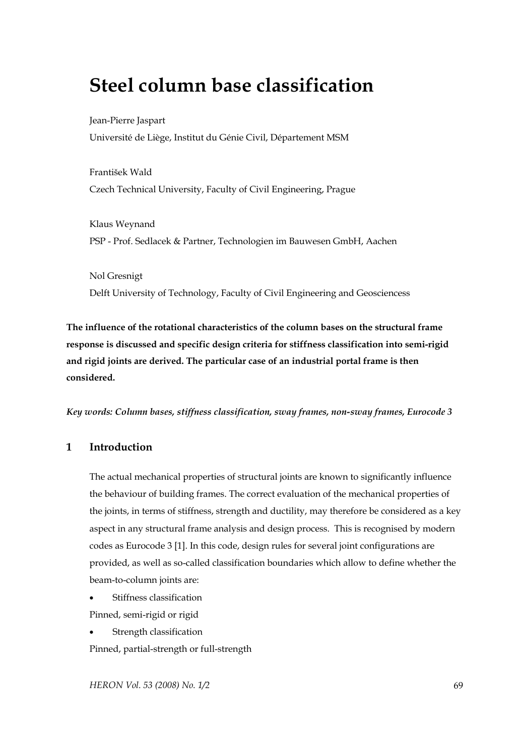# Steel column base classification

Jean-Pierre Jaspart

Université de Liège, Institut du Génie Civil, Département MSM

František Wald

Czech Technical University, Faculty of Civil Engineering, Prague

Klaus Weynand

PSP - Prof. Sedlacek & Partner, Technologien im Bauwesen GmbH, Aachen

Nol Gresnigt

Delft University of Technology, Faculty of Civil Engineering and Geosciencess

**The influence of the rotational characteristics of the column bases on the structural frame response is discussed and specific design criteria for stiffness classification into semi-rigid and rigid joints are derived. The particular case of an industrial portal frame is then considered.**

***Key words: Column bases, stiffness classification, sway frames, non-sway frames, Eurocode 3***

## 1 Introduction

The actual mechanical properties of structural joints are known to significantly influence the behaviour of building frames. The correct evaluation of the mechanical properties of the joints, in terms of stiffness, strength and ductility, may therefore be considered as a key aspect in any structural frame analysis and design process. This is recognised by modern codes as Eurocode 3 [1]. In this code, design rules for several joint configurations are provided, as well as so-called classification boundaries which allow to define whether the beam-to-column joints are:

- Stiffness classification

Pinned, semi-rigid or rigid

- Strength classification

Pinned, partial-strength or full-strength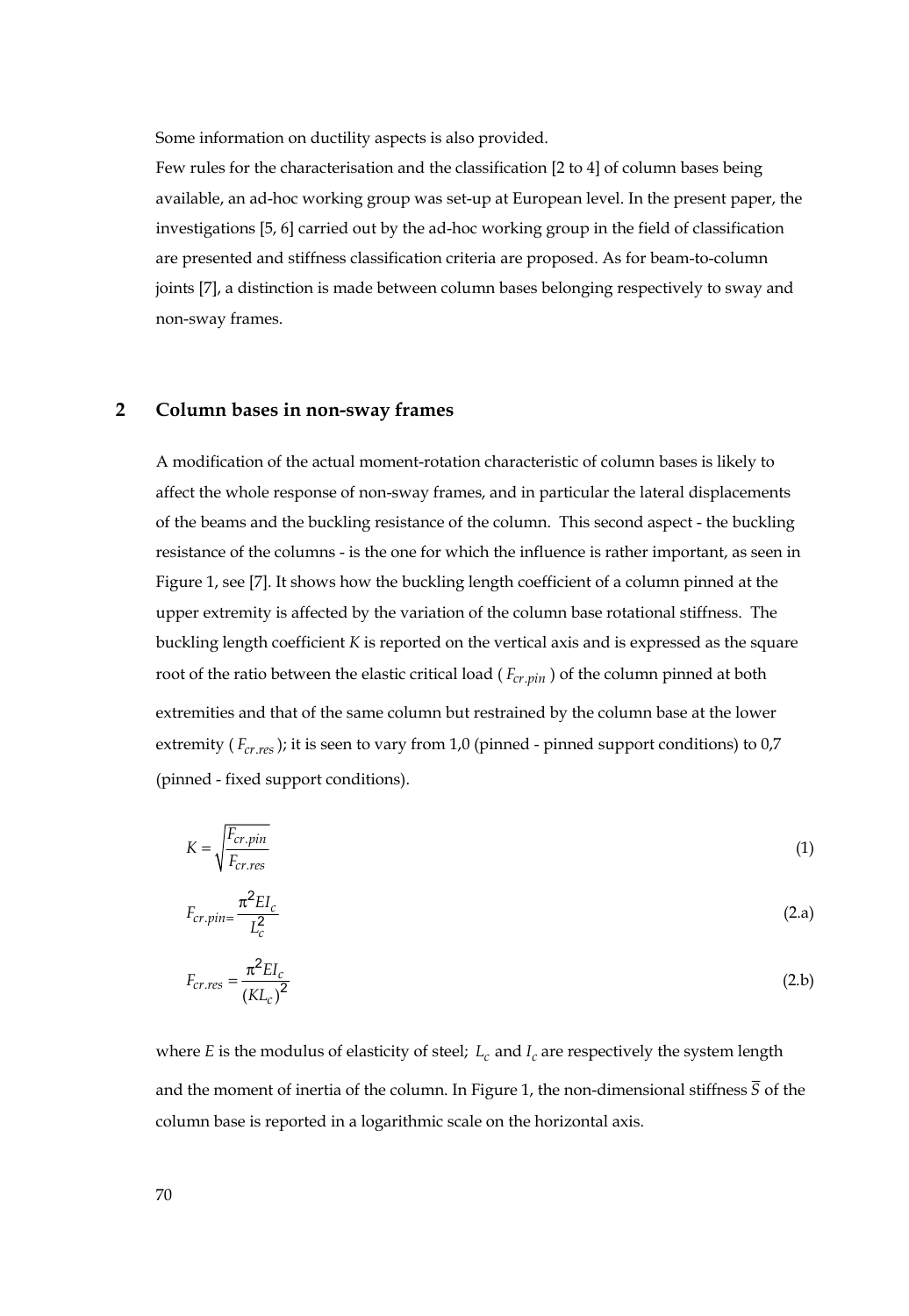Some information on ductility aspects is also provided.

Few rules for the characterisation and the classification [2 to 4] of column bases being available, an ad-hoc working group was set-up at European level. In the present paper, the investigations [5, 6] carried out by the ad-hoc working group in the field of classification are presented and stiffness classification criteria are proposed. As for beam-to-column joints [7], a distinction is made between column bases belonging respectively to sway and non-sway frames.

## 2 Column bases in non-sway frames

A modification of the actual moment-rotation characteristic of column bases is likely to affect the whole response of non-sway frames, and in particular the lateral displacements of the beams and the buckling resistance of the column. This second aspect - the buckling resistance of the columns - is the one for which the influence is rather important, as seen in Figure 1, see [7]. It shows how the buckling length coefficient of a column pinned at the upper extremity is affected by the variation of the column base rotational stiffness. The buckling length coefficient $K$ is reported on the vertical axis and is expressed as the square root of the ratio between the elastic critical load ( $F_{cr.pin}$ ) of the column pinned at both extremities and that of the same column but restrained by the column base at the lower extremity ( $F_{cr.res}$ ); it is seen to vary from 1,0 (pinned - pinned support conditions) to 0,7 (pinned - fixed support conditions).

$$K = \sqrt{\frac{F_{cr.pin}}{F_{cr.res}}} \tag{1}$$

$$F_{cr.pin} = \frac{\pi^2 E I_c}{L_c^2} \tag{2.a}$$

$$F_{cr.res} = \frac{\pi^2 E I_c}{(K L_c)^2} \tag{2.b}$$

where $E$ is the modulus of elasticity of steel; $L_c$ and $I_c$ are respectively the system length and the moment of inertia of the column. In Figure 1, the non-dimensional stiffness $\overline{S}$ of the column base is reported in a logarithmic scale on the horizontal axis.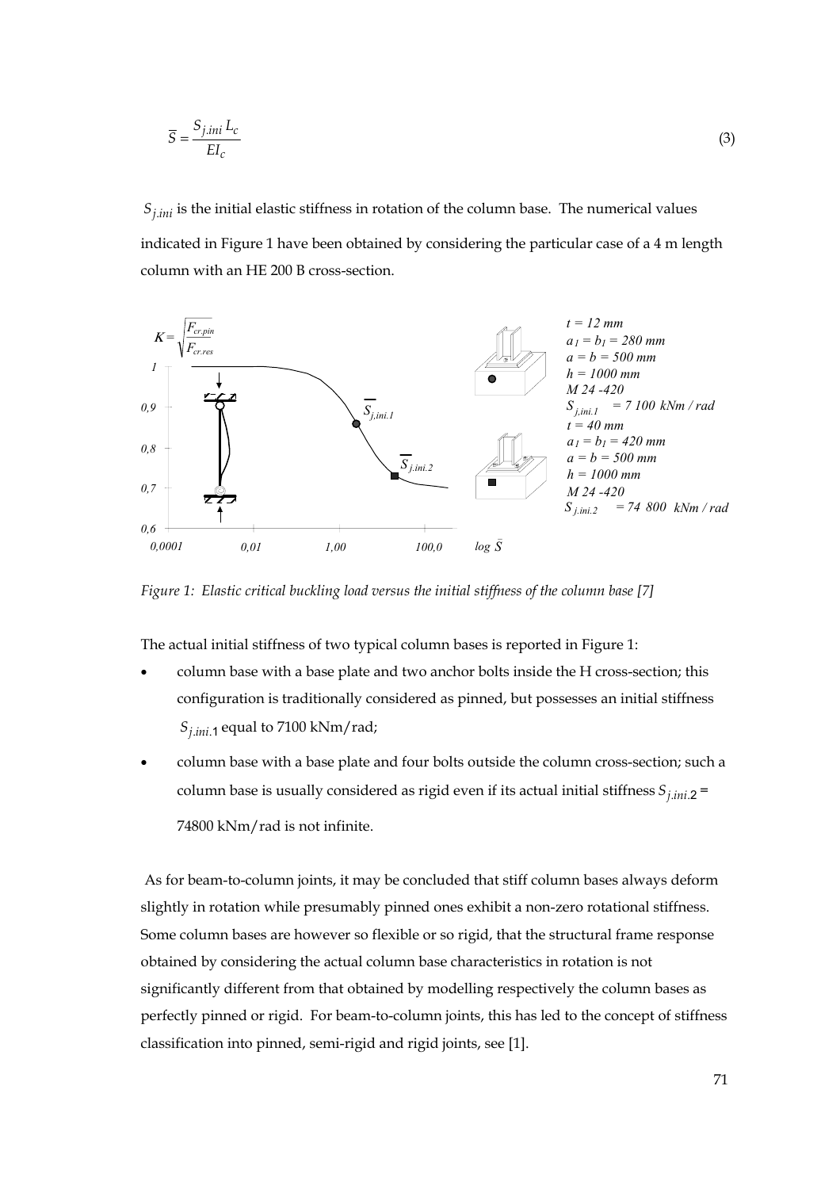$$\overline{S} = \frac{S_{j.ini}\, L_c}{EI_c} \tag{3}$$

$S_{j.ini}$ is the initial elastic stiffness in rotation of the column base. The numerical values indicated in Figure 1 have been obtained by considering the particular case of a 4 m length column with an HE 200 B cross-section.

Figure 1: Elastic critical buckling load versus the initial stiffness of the column base [7]

The actual initial stiffness of two typical column bases is reported in Figure 1:

- column base with a base plate and two anchor bolts inside the H cross-section; this configuration is traditionally considered as pinned, but possesses an initial stiffness $S_{j.ini.1}$ equal to 7100 kNm/rad;
- column base with a base plate and four bolts outside the column cross-section; such a column base is usually considered as rigid even if its actual initial stiffness $S_{j.ini.2}$ = 74800 kNm/rad is not infinite.

As for beam-to-column joints, it may be concluded that stiff column bases always deform slightly in rotation while presumably pinned ones exhibit a non-zero rotational stiffness. Some column bases are however so flexible or so rigid, that the structural frame response obtained by considering the actual column base characteristics in rotation is not significantly different from that obtained by modelling respectively the column bases as perfectly pinned or rigid. For beam-to-column joints, this has led to the concept of stiffness classification into pinned, semi-rigid and rigid joints, see [1].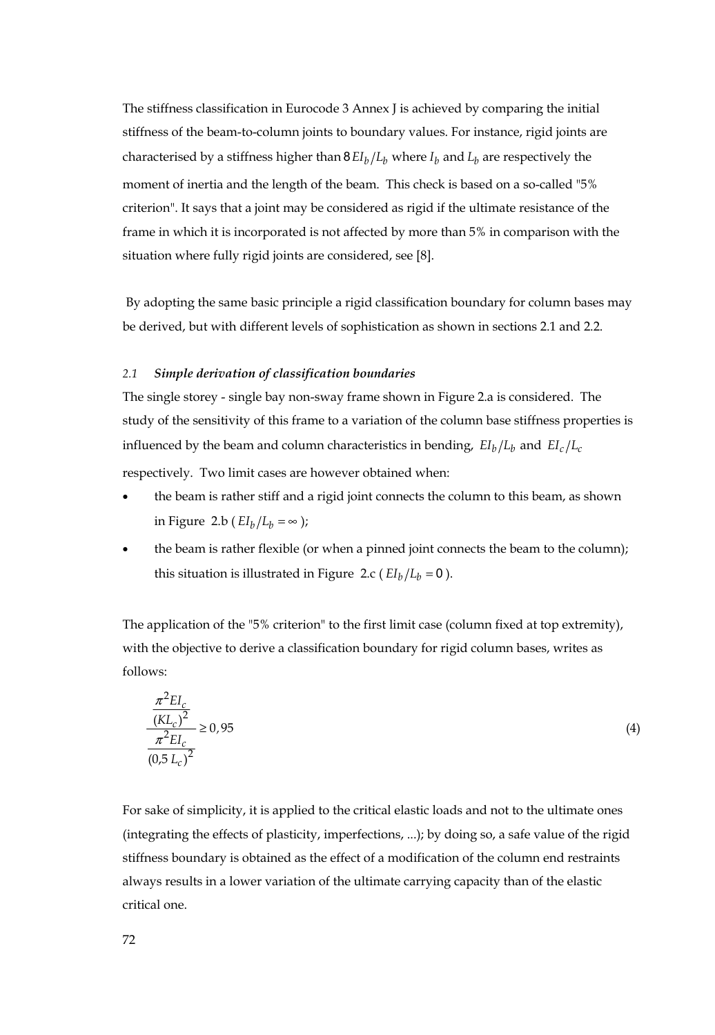The stiffness classification in Eurocode 3 Annex J is achieved by comparing the initial stiffness of the beam-to-column joints to boundary values. For instance, rigid joints are characterised by a stiffness higher than $8\,EI_b/L_b$ where $I_b$ and $L_b$ are respectively the moment of inertia and the length of the beam. This check is based on a so-called "5% criterion". It says that a joint may be considered as rigid if the ultimate resistance of the frame in which it is incorporated is not affected by more than 5% in comparison with the situation where fully rigid joints are considered, see [8].

By adopting the same basic principle a rigid classification boundary for column bases may be derived, but with different levels of sophistication as shown in sections 2.1 and 2.2.

### 2.1 *Simple derivation of classification boundaries*

The single storey - single bay non-sway frame shown in Figure 2.a is considered. The study of the sensitivity of this frame to a variation of the column base stiffness properties is influenced by the beam and column characteristics in bending, $EI_b/L_b$ and $EI_c/L_c$ respectively. Two limit cases are however obtained when:

- the beam is rather stiff and a rigid joint connects the column to this beam, as shown in Figure 2.b ( $EI_b/L_b = \infty$ );
- the beam is rather flexible (or when a pinned joint connects the beam to the column); this situation is illustrated in Figure 2.c ( $EI_b/L_b = 0$ ).

The application of the "5% criterion" to the first limit case (column fixed at top extremity), with the objective to derive a classification boundary for rigid column bases, writes as follows:

$$\frac{\dfrac{\pi^2 EI_c}{(KL_c)^2}}{\dfrac{\pi^2 EI_c}{(0{,}5\,L_c)^2}} \geq 0{,}95 \tag{4}$$

For sake of simplicity, it is applied to the critical elastic loads and not to the ultimate ones (integrating the effects of plasticity, imperfections, ...); by doing so, a safe value of the rigid stiffness boundary is obtained as the effect of a modification of the column end restraints always results in a lower variation of the ultimate carrying capacity than of the elastic critical one.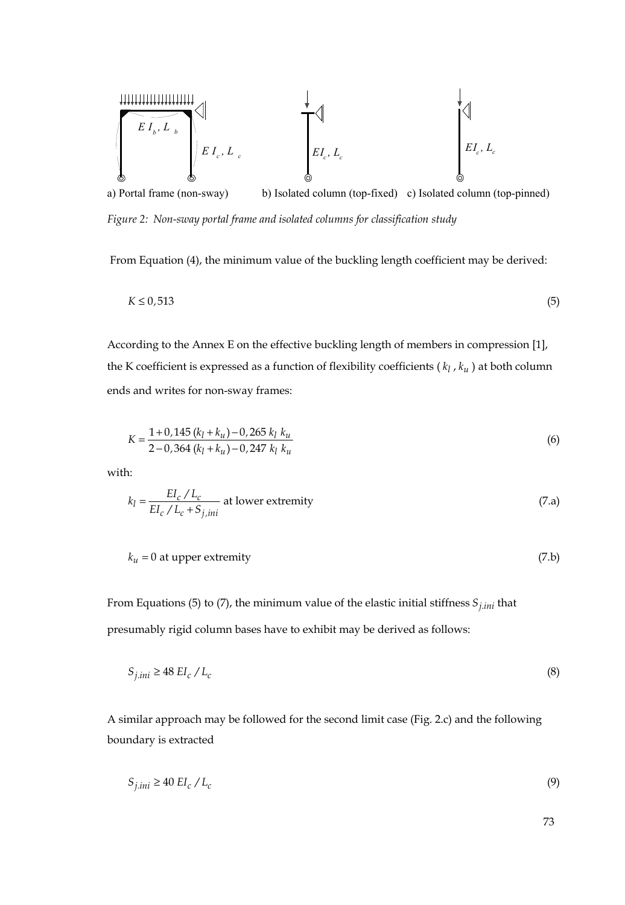a) Portal frame (non-sway) b) Isolated column (top-fixed) c) Isolated column (top-pinned)

*Figure 2: Non-sway portal frame and isolated columns for classification study*

From Equation (4), the minimum value of the buckling length coefficient may be derived:

$$K \leq 0,513 \tag{5}$$

According to the Annex E on the effective buckling length of members in compression [1], the K coefficient is expressed as a function of flexibility coefficients ( $k_l$ , $k_u$ ) at both column ends and writes for non-sway frames:

$$K = \frac{1 + 0,145\,(k_l + k_u) - 0,265\;k_l\;k_u}{2 - 0,364\,(k_l + k_u) - 0,247\;k_l\;k_u} \tag{6}$$

with:

$$k_l = \frac{EI_c\,/\,L_c}{EI_c\,/\,L_c + S_{j,ini}} \text{ at lower extremity} \tag{7.a}$$

$$k_u = 0 \text{ at upper extremity} \tag{7.b}$$

From Equations (5) to (7), the minimum value of the elastic initial stiffness $S_{j.ini}$ that presumably rigid column bases have to exhibit may be derived as follows:

$$S_{j.ini} \geq 48\;EI_c\,/\,L_c \tag{8}$$

A similar approach may be followed for the second limit case (Fig. 2.c) and the following boundary is extracted

$$S_{j.ini} \geq 40\;EI_c\,/\,L_c \tag{9}$$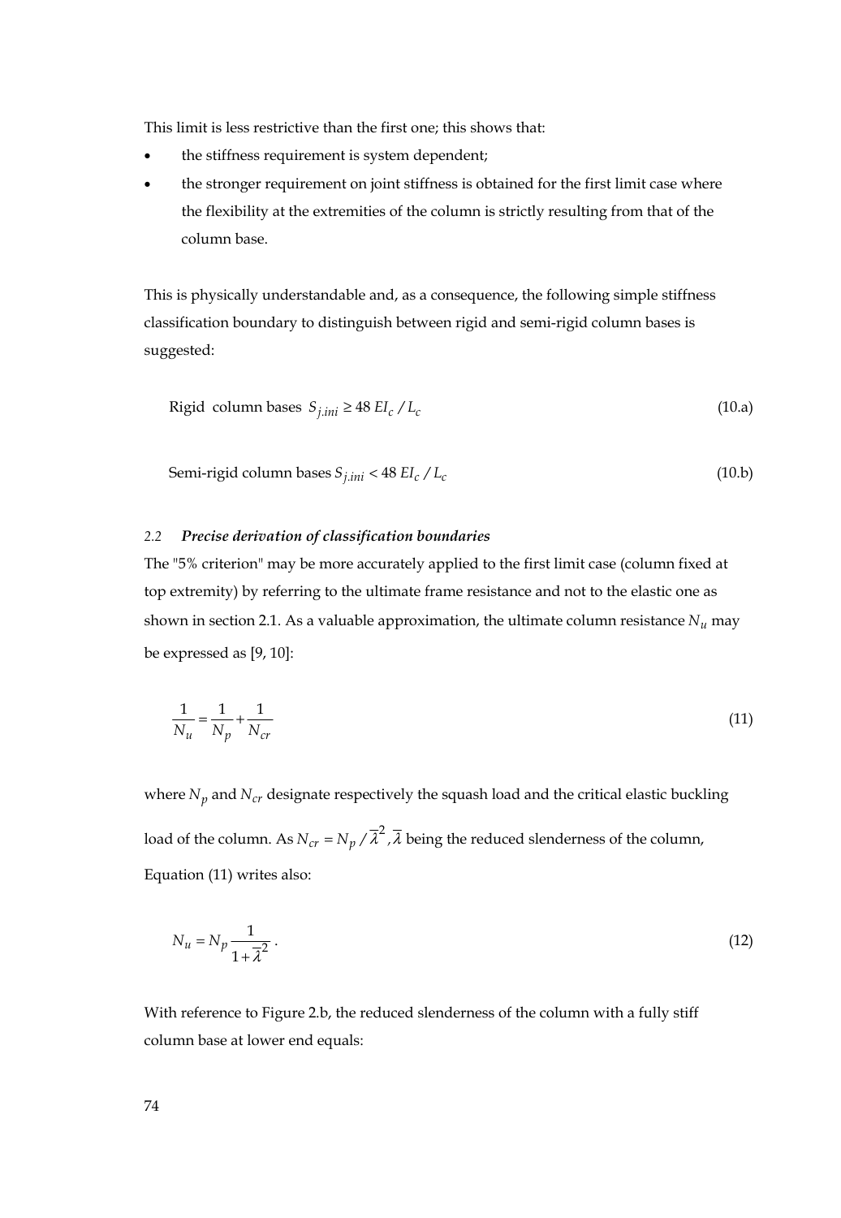This limit is less restrictive than the first one; this shows that:

- the stiffness requirement is system dependent;
- the stronger requirement on joint stiffness is obtained for the first limit case where the flexibility at the extremities of the column is strictly resulting from that of the column base.

This is physically understandable and, as a consequence, the following simple stiffness classification boundary to distinguish between rigid and semi-rigid column bases is suggested:

$$\text{Rigid column bases } S_{j.ini} \geq 48\ EI_c / L_c \tag{10.a}$$

$$\text{Semi-rigid column bases } S_{j.ini} < 48\ EI_c / L_c \tag{10.b}$$

### 2.2 *Precise derivation of classification boundaries*

The "5% criterion" may be more accurately applied to the first limit case (column fixed at top extremity) by referring to the ultimate frame resistance and not to the elastic one as shown in section 2.1. As a valuable approximation, the ultimate column resistance $N_u$ may be expressed as [9, 10]:

$$\frac{1}{N_u} = \frac{1}{N_p} + \frac{1}{N_{cr}} \tag{11}$$

where $N_p$ and $N_{cr}$ designate respectively the squash load and the critical elastic buckling load of the column. As $N_{cr} = N_p / \overline{\lambda}^2$, $\overline{\lambda}$ being the reduced slenderness of the column, Equation (11) writes also:

$$N_u = N_p \frac{1}{1 + \overline{\lambda}^2}\,. \tag{12}$$

With reference to Figure 2.b, the reduced slenderness of the column with a fully stiff column base at lower end equals: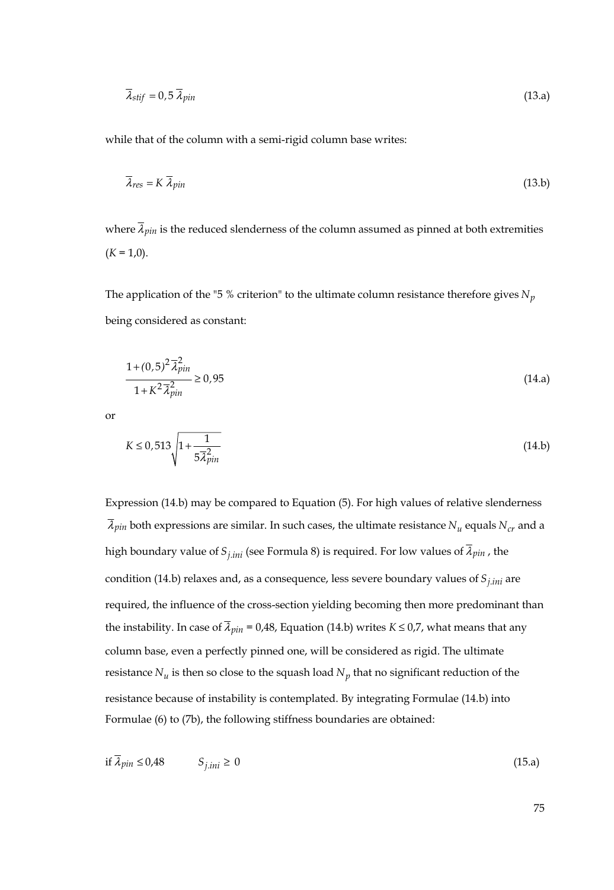$$\overline{\lambda}_{stif} = 0,5\,\overline{\lambda}_{pin} \tag{13.a}$$

while that of the column with a semi-rigid column base writes:

$$\overline{\lambda}_{res} = K\,\overline{\lambda}_{pin} \tag{13.b}$$

where $\overline{\lambda}_{pin}$ is the reduced slenderness of the column assumed as pinned at both extremities ($K$ = 1,0).

The application of the "5 % criterion" to the ultimate column resistance therefore gives $N_p$ being considered as constant:

$$\frac{1+(0,5)^2\,\overline{\lambda}_{pin}^2}{1+K^2\,\overline{\lambda}_{pin}^2} \geq 0,95 \tag{14.a}$$

or

$$K \leq 0,513\sqrt{1+\frac{1}{5\overline{\lambda}_{pin}^2}} \tag{14.b}$$

Expression (14.b) may be compared to Equation (5). For high values of relative slenderness $\overline{\lambda}_{pin}$ both expressions are similar. In such cases, the ultimate resistance $N_u$ equals $N_{cr}$ and a high boundary value of $S_{j.ini}$ (see Formula 8) is required. For low values of $\overline{\lambda}_{pin}$ , the condition (14.b) relaxes and, as a consequence, less severe boundary values of $S_{j.ini}$ are required, the influence of the cross-section yielding becoming then more predominant than the instability. In case of $\overline{\lambda}_{pin}$ = 0,48, Equation (14.b) writes $K \leq 0,7$, what means that any column base, even a perfectly pinned one, will be considered as rigid. The ultimate resistance $N_u$ is then so close to the squash load $N_p$ that no significant reduction of the resistance because of instability is contemplated. By integrating Formulae (14.b) into Formulae (6) to (7b), the following stiffness boundaries are obtained:

$$\text{if } \overline{\lambda}_{pin} \leq 0,48 \qquad S_{j.ini} \geq 0 \tag{15.a}$$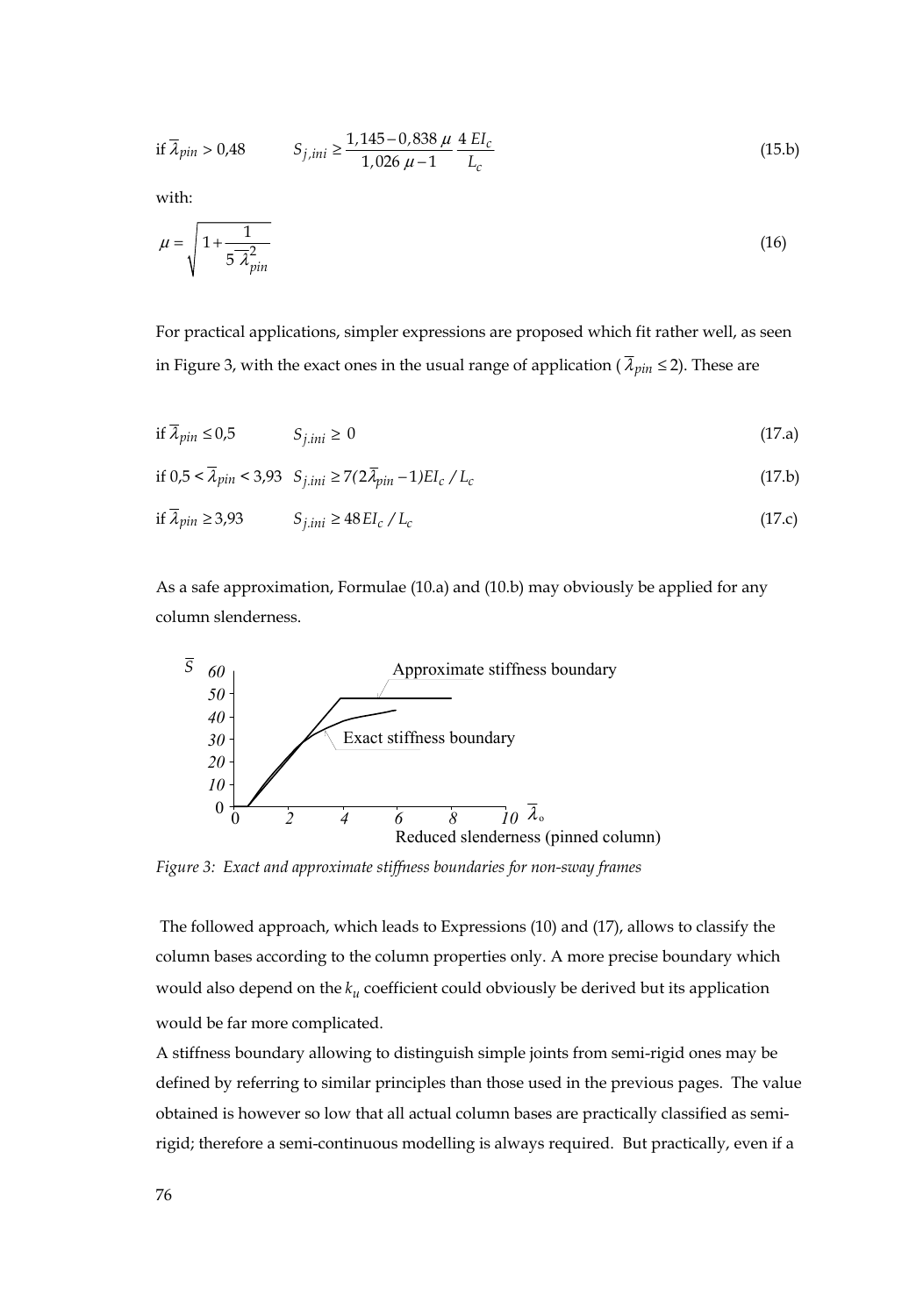$$\text{if } \overline{\lambda}_{pin} > 0{,}48 \qquad S_{j,ini} \geq \frac{1{,}145 - 0{,}838\,\mu}{1{,}026\,\mu - 1} \frac{4\,EI_c}{L_c} \tag{15.b}$$

with:

$$\mu = \sqrt{1 + \frac{1}{5\,\overline{\lambda}_{pin}^2}} \tag{16}$$

For practical applications, simpler expressions are proposed which fit rather well, as seen in Figure 3, with the exact ones in the usual range of application ($\overline{\lambda}_{pin} \leq 2$). These are

$$\text{if } \overline{\lambda}_{pin} \leq 0{,}5 \qquad S_{j.ini} \geq 0 \tag{17.a}$$

$$\text{if } 0{,}5 < \overline{\lambda}_{pin} < 3{,}93 \quad S_{j.ini} \geq 7(2\overline{\lambda}_{pin} - 1)EI_c / L_c \tag{17.b}$$

$$\text{if } \overline{\lambda}_{pin} \geq 3{,}93 \qquad S_{j.ini} \geq 48\,EI_c / L_c \tag{17.c}$$

As a safe approximation, Formulae (10.a) and (10.b) may obviously be applied for any column slenderness.

*Figure 3: Exact and approximate stiffness boundaries for non-sway frames*

The followed approach, which leads to Expressions (10) and (17), allows to classify the column bases according to the column properties only. A more precise boundary which would also depend on the $k_u$ coefficient could obviously be derived but its application would be far more complicated.

A stiffness boundary allowing to distinguish simple joints from semi-rigid ones may be defined by referring to similar principles than those used in the previous pages. The value obtained is however so low that all actual column bases are practically classified as semi-rigid; therefore a semi-continuous modelling is always required. But practically, even if a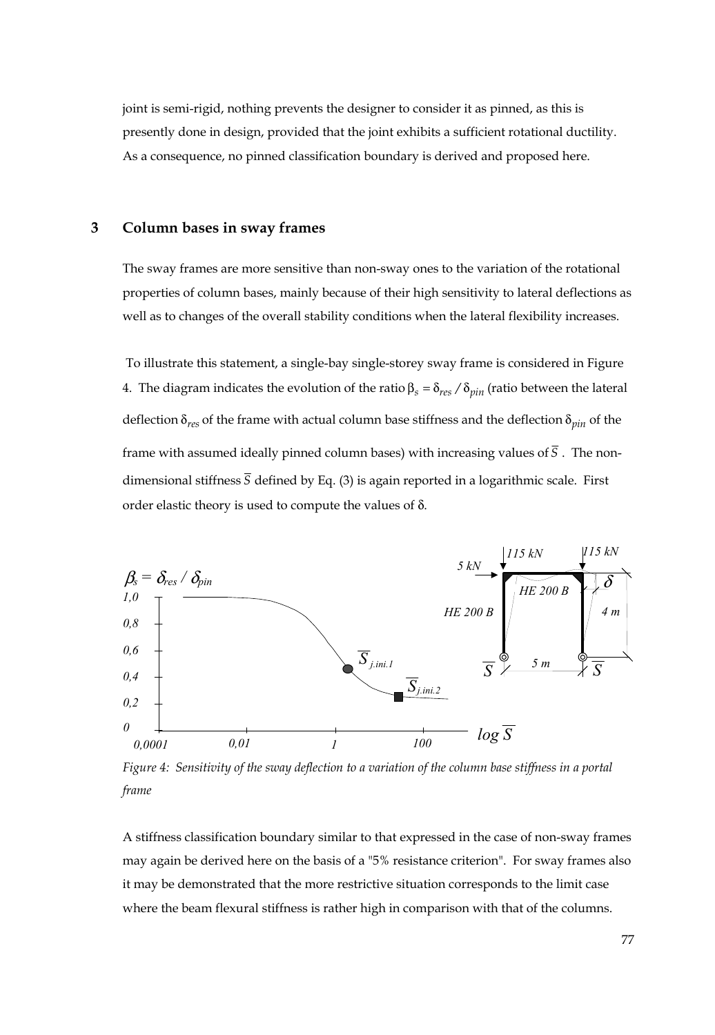joint is semi-rigid, nothing prevents the designer to consider it as pinned, as this is presently done in design, provided that the joint exhibits a sufficient rotational ductility. As a consequence, no pinned classification boundary is derived and proposed here.

## 3 Column bases in sway frames

The sway frames are more sensitive than non-sway ones to the variation of the rotational properties of column bases, mainly because of their high sensitivity to lateral deflections as well as to changes of the overall stability conditions when the lateral flexibility increases.

To illustrate this statement, a single-bay single-storey sway frame is considered in Figure 4. The diagram indicates the evolution of the ratio $\beta_s = \delta_{res} / \delta_{pin}$ (ratio between the lateral deflection $\delta_{res}$ of the frame with actual column base stiffness and the deflection $\delta_{pin}$ of the frame with assumed ideally pinned column bases) with increasing values of $\overline{S}$. The non-dimensional stiffness $\overline{S}$ defined by Eq. (3) is again reported in a logarithmic scale. First order elastic theory is used to compute the values of δ.

*Figure 4: Sensitivity of the sway deflection to a variation of the column base stiffness in a portal frame*

A stiffness classification boundary similar to that expressed in the case of non-sway frames may again be derived here on the basis of a "5% resistance criterion". For sway frames also it may be demonstrated that the more restrictive situation corresponds to the limit case where the beam flexural stiffness is rather high in comparison with that of the columns.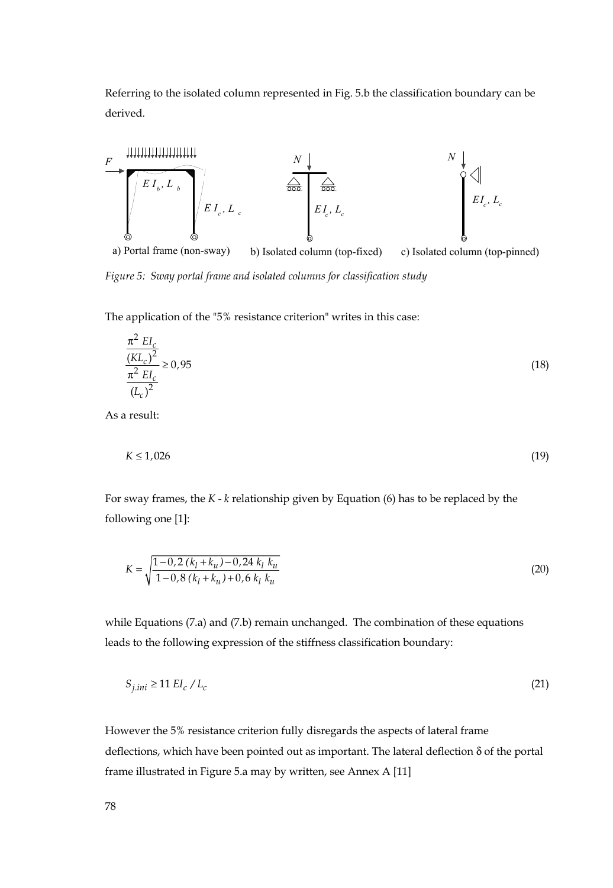Referring to the isolated column represented in Fig. 5.b the classification boundary can be derived.

a) Portal frame (non-sway) b) Isolated column (top-fixed) c) Isolated column (top-pinned)

*Figure 5: Sway portal frame and isolated columns for classification study*

The application of the "5% resistance criterion" writes in this case:

$$\frac{\dfrac{\pi^2\, EI_c}{(KL_c)^2}}{\dfrac{\pi^2\, EI_c}{(L_c)^2}} \geq 0,95 \tag{18}$$

As a result:

$$K \leq 1,026 \tag{19}$$

For sway frames, the $K$ - $k$ relationship given by Equation (6) has to be replaced by the following one [1]:

$$K = \sqrt{\frac{1 - 0,2\,(k_l + k_u) - 0,24\; k_l\; k_u}{1 - 0,8\,(k_l + k_u) + 0,6\; k_l\; k_u}} \tag{20}$$

while Equations (7.a) and (7.b) remain unchanged. The combination of these equations leads to the following expression of the stiffness classification boundary:

$$S_{j.ini} \geq 11\; EI_c \,/\, L_c \tag{21}$$

However the 5% resistance criterion fully disregards the aspects of lateral frame deflections, which have been pointed out as important. The lateral deflection $\delta$ of the portal frame illustrated in Figure 5.a may by written, see Annex A [11]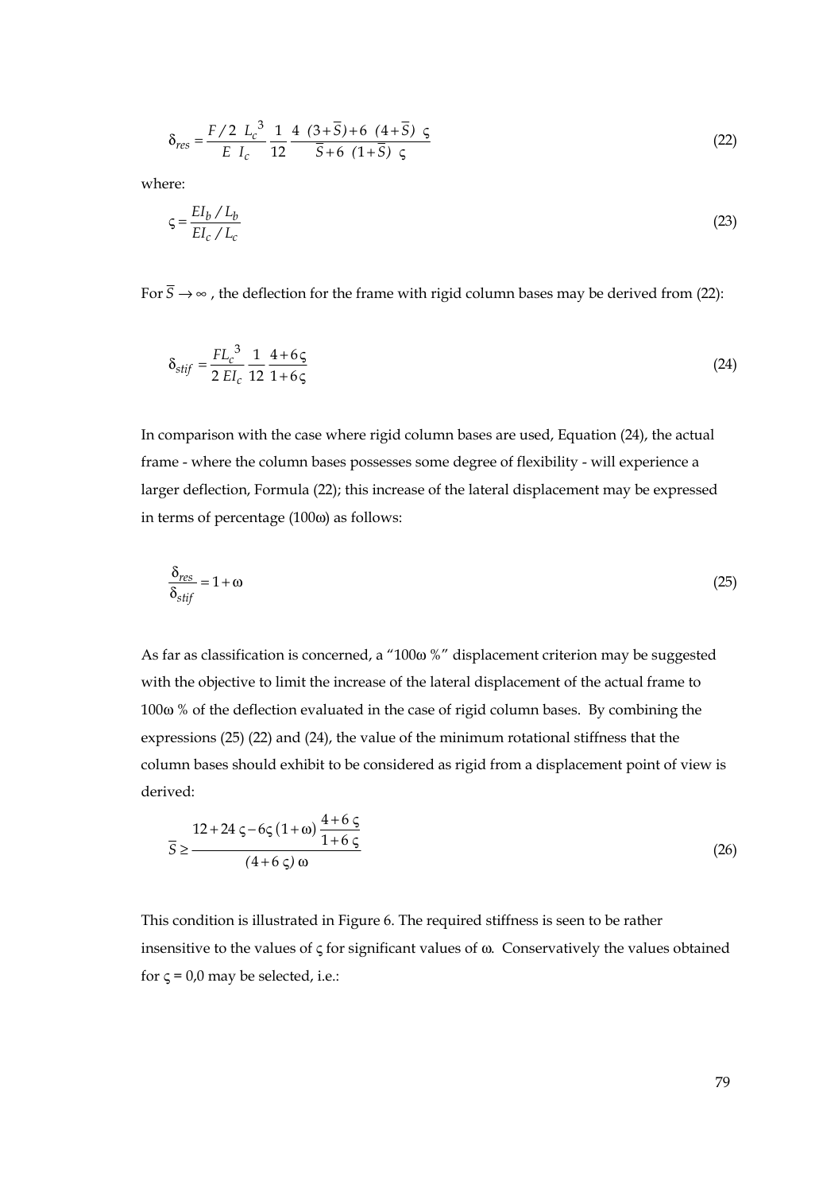$$\delta_{res} = \frac{F/2\ L_c^3}{E\ I_c} \frac{1}{12} \frac{4\ (3+\overline{S})+6\ (4+\overline{S})\ \varsigma}{\overline{S}+6\ (1+\overline{S})\ \varsigma} \tag{22}$$

where:

$$\varsigma = \frac{EI_b / L_b}{EI_c / L_c} \tag{23}$$

For $\overline{S} \rightarrow \infty$ , the deflection for the frame with rigid column bases may be derived from (22):

$$\delta_{stif} = \frac{FL_c^3}{2\ EI_c} \frac{1}{12} \frac{4+6\varsigma}{1+6\varsigma} \tag{24}$$

In comparison with the case where rigid column bases are used, Equation (24), the actual frame - where the column bases possesses some degree of flexibility - will experience a larger deflection, Formula (22); this increase of the lateral displacement may be expressed in terms of percentage (100ω) as follows:

$$\frac{\delta_{res}}{\delta_{stif}} = 1+\omega \tag{25}$$

As far as classification is concerned, a "100ω %" displacement criterion may be suggested with the objective to limit the increase of the lateral displacement of the actual frame to 100ω % of the deflection evaluated in the case of rigid column bases. By combining the expressions (25) (22) and (24), the value of the minimum rotational stiffness that the column bases should exhibit to be considered as rigid from a displacement point of view is derived:

$$\overline{S} \geq \frac{12+24\ \varsigma - 6\varsigma\ (1+\omega)\ \dfrac{4+6\ \varsigma}{1+6\ \varsigma}}{(4+6\ \varsigma)\ \omega} \tag{26}$$

This condition is illustrated in Figure 6. The required stiffness is seen to be rather insensitive to the values of ς for significant values of ω. Conservatively the values obtained for ς = 0,0 may be selected, i.e.: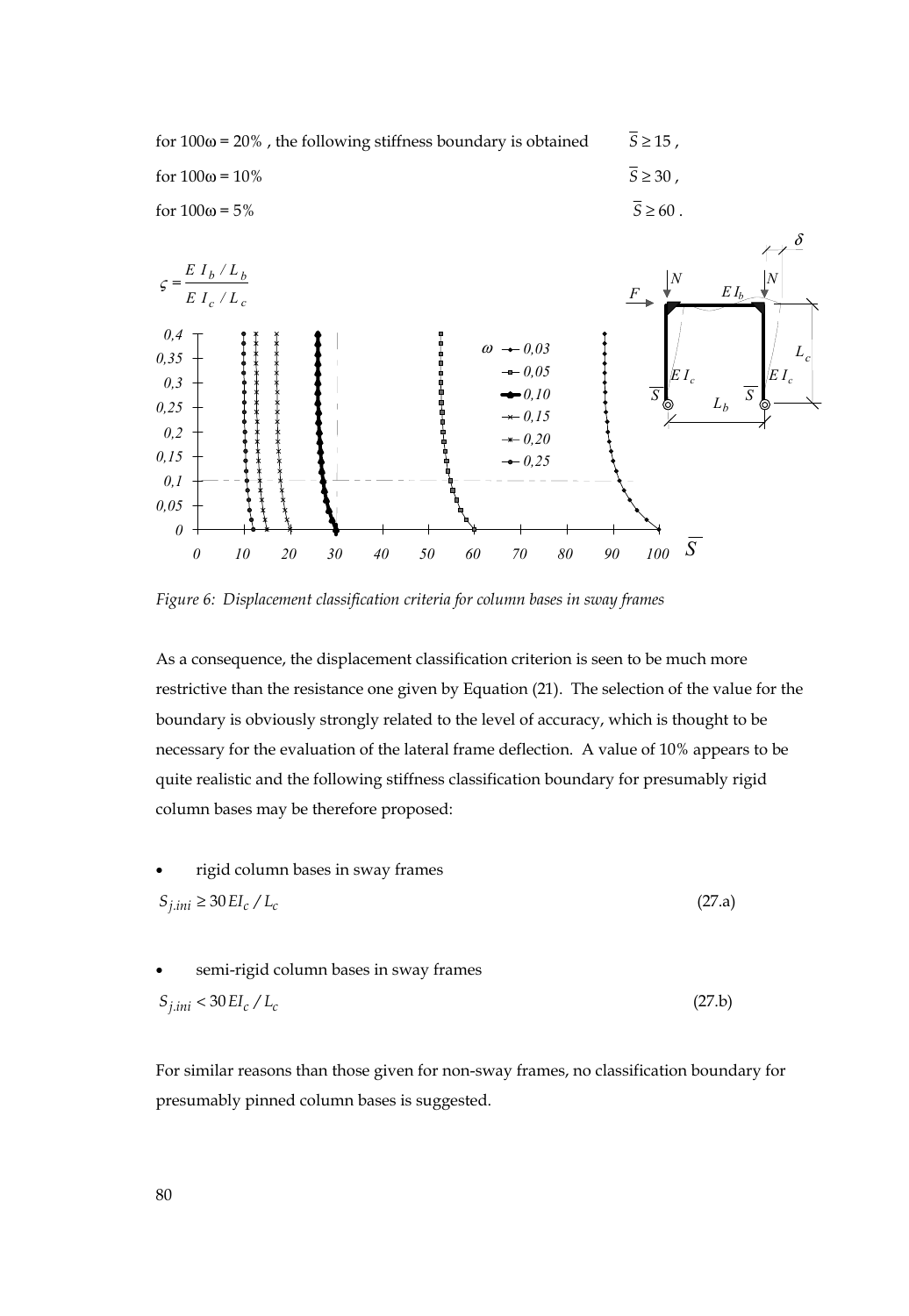for $100\omega = 20\%$ , the following stiffness boundary is obtained $\overline{S} \geq 15$ ,

for $100\omega = 10\%$ $\overline{S} \geq 30$ ,

for $100\omega = 5\%$ $\overline{S} \geq 60$ .

*Figure 6: Displacement classification criteria for column bases in sway frames*

As a consequence, the displacement classification criterion is seen to be much more restrictive than the resistance one given by Equation (21). The selection of the value for the boundary is obviously strongly related to the level of accuracy, which is thought to be necessary for the evaluation of the lateral frame deflection. A value of 10% appears to be quite realistic and the following stiffness classification boundary for presumably rigid column bases may be therefore proposed:

- rigid column bases in sway frames

$$S_{j.ini} \geq 30\, EI_c / L_c \tag{27.a}$$

- semi-rigid column bases in sway frames

$$S_{j.ini} < 30\, EI_c / L_c \tag{27.b}$$

For similar reasons than those given for non-sway frames, no classification boundary for presumably pinned column bases is suggested.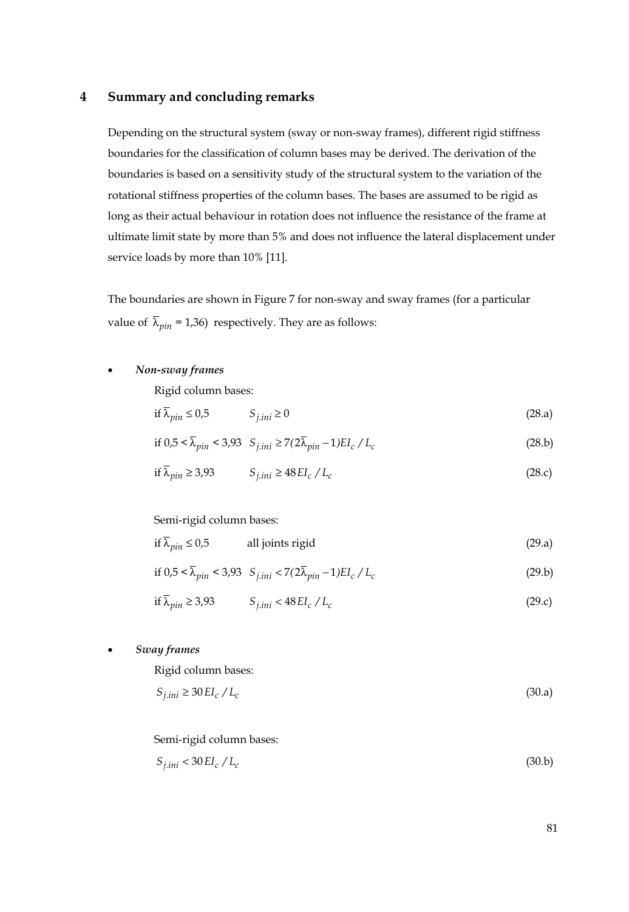# 4 Summary and concluding remarks

Depending on the structural system (sway or non-sway frames), different rigid stiffness boundaries for the classification of column bases may be derived. The derivation of the boundaries is based on a sensitivity study of the structural system to the variation of the rotational stiffness properties of the column bases. The bases are assumed to be rigid as long as their actual behaviour in rotation does not influence the resistance of the frame at ultimate limit state by more than 5% and does not influence the lateral displacement under service loads by more than 10% [11].

The boundaries are shown in Figure 7 for non-sway and sway frames (for a particular value of $\overline{\lambda}_{pin} = 1{,}36$) respectively. They are as follows:

- ***Non-sway frames***

  Rigid column bases:

  if $\overline{\lambda}_{pin} \leq 0{,}5$ $\quad S_{j.ini} \geq 0$ (28.a)

  if $0{,}5 < \overline{\lambda}_{pin} < 3{,}93$ $\quad S_{j.ini} \geq 7(2\overline{\lambda}_{pin} - 1)EI_c / L_c$ (28.b)

  if $\overline{\lambda}_{pin} \geq 3{,}93$ $\quad S_{j.ini} \geq 48\, EI_c / L_c$ (28.c)

  Semi-rigid column bases:

  if $\overline{\lambda}_{pin} \leq 0{,}5$ $\quad$ all joints rigid (29.a)

  if $0{,}5 < \overline{\lambda}_{pin} < 3{,}93$ $\quad S_{j.ini} < 7(2\overline{\lambda}_{pin} - 1)EI_c / L_c$ (29.b)

  if $\overline{\lambda}_{pin} \geq 3{,}93$ $\quad S_{j.ini} < 48\, EI_c / L_c$ (29.c)

- ***Sway frames***

  Rigid column bases:

  $S_{j.ini} \geq 30\, EI_c / L_c$ (30.a)

  Semi-rigid column bases:

  $S_{j.ini} < 30\, EI_c / L_c$ (30.b)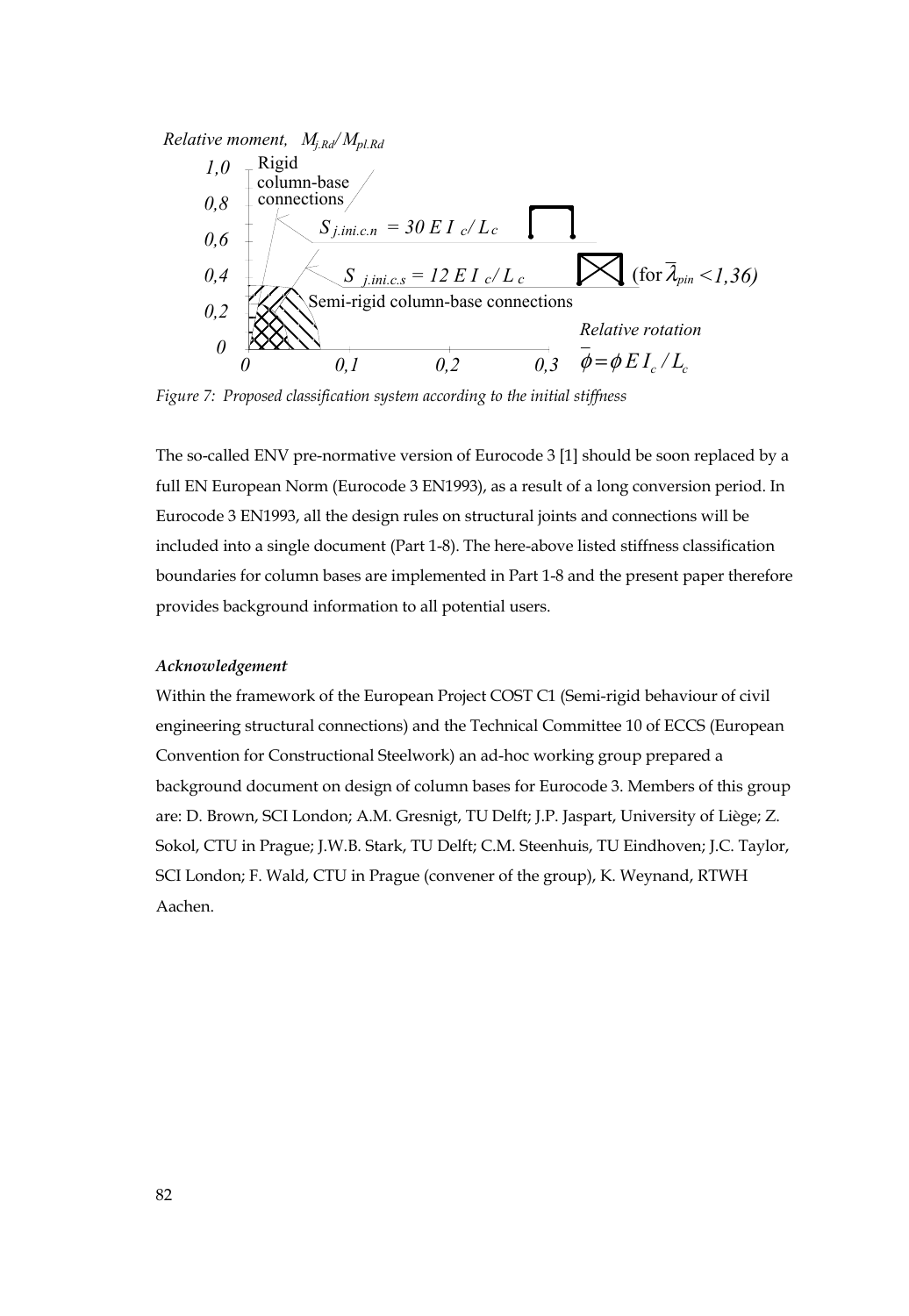Relative moment, $M_{j.Rd}/M_{pl.Rd}$

Rigid column-base connections

$S_{j.ini.c.n} = 30\, E\, I_c / L_c$

$S_{j.ini.c.s} = 12\, E\, I_c / L_c$ (for $\overline{\lambda}_{pin} < 1{,}36$)

Semi-rigid column-base connections

Relative rotation $\overline{\phi} = \phi\, E\, I_c / L_c$

*Figure 7: Proposed classification system according to the initial stiffness*

The so-called ENV pre-normative version of Eurocode 3 [1] should be soon replaced by a full EN European Norm (Eurocode 3 EN1993), as a result of a long conversion period. In Eurocode 3 EN1993, all the design rules on structural joints and connections will be included into a single document (Part 1-8). The here-above listed stiffness classification boundaries for column bases are implemented in Part 1-8 and the present paper therefore provides background information to all potential users.

***Acknowledgement***

Within the framework of the European Project COST C1 (Semi-rigid behaviour of civil engineering structural connections) and the Technical Committee 10 of ECCS (European Convention for Constructional Steelwork) an ad-hoc working group prepared a background document on design of column bases for Eurocode 3. Members of this group are: D. Brown, SCI London; A.M. Gresnigt, TU Delft; J.P. Jaspart, University of Liège; Z. Sokol, CTU in Prague; J.W.B. Stark, TU Delft; C.M. Steenhuis, TU Eindhoven; J.C. Taylor, SCI London; F. Wald, CTU in Prague (convener of the group), K. Weynand, RTWH Aachen.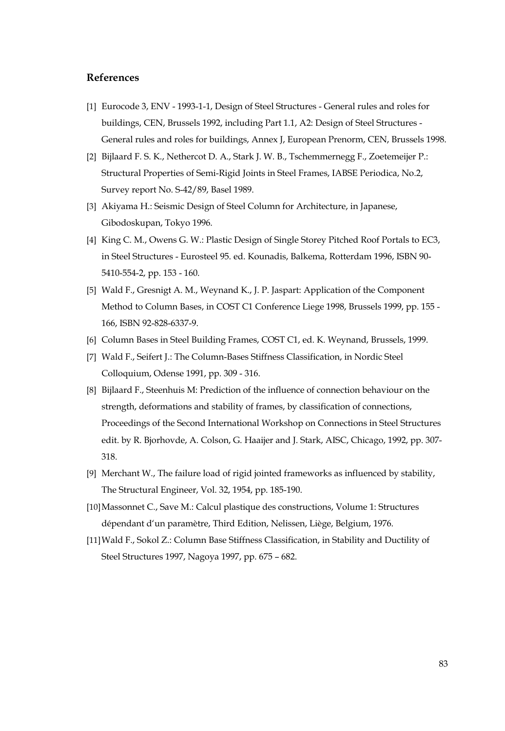## References

[1] Eurocode 3, ENV - 1993-1-1, Design of Steel Structures - General rules and roles for buildings, CEN, Brussels 1992, including Part 1.1, A2: Design of Steel Structures - General rules and roles for buildings, Annex J, European Prenorm, CEN, Brussels 1998.

[2] Bijlaard F. S. K., Nethercot D. A., Stark J. W. B., Tschemmernegg F., Zoetemeijer P.: Structural Properties of Semi-Rigid Joints in Steel Frames, IABSE Periodica, No.2, Survey report No. S-42/89, Basel 1989.

[3] Akiyama H.: Seismic Design of Steel Column for Architecture, in Japanese, Gibodoskupan, Tokyo 1996.

[4] King C. M., Owens G. W.: Plastic Design of Single Storey Pitched Roof Portals to EC3, in Steel Structures - Eurosteel 95. ed. Kounadis, Balkema, Rotterdam 1996, ISBN 90-5410-554-2, pp. 153 - 160.

[5] Wald F., Gresnigt A. M., Weynand K., J. P. Jaspart: Application of the Component Method to Column Bases, in COST C1 Conference Liege 1998, Brussels 1999, pp. 155 - 166, ISBN 92-828-6337-9.

[6] Column Bases in Steel Building Frames, COST C1, ed. K. Weynand, Brussels, 1999.

[7] Wald F., Seifert J.: The Column-Bases Stiffness Classification, in Nordic Steel Colloquium, Odense 1991, pp. 309 - 316.

[8] Bijlaard F., Steenhuis M: Prediction of the influence of connection behaviour on the strength, deformations and stability of frames, by classification of connections, Proceedings of the Second International Workshop on Connections in Steel Structures edit. by R. Bjorhovde, A. Colson, G. Haaijer and J. Stark, AISC, Chicago, 1992, pp. 307-318.

[9] Merchant W., The failure load of rigid jointed frameworks as influenced by stability, The Structural Engineer, Vol. 32, 1954, pp. 185-190.

[10] Massonnet C., Save M.: Calcul plastique des constructions, Volume 1: Structures dépendant d'un paramètre, Third Edition, Nelissen, Liège, Belgium, 1976.

[11] Wald F., Sokol Z.: Column Base Stiffness Classification, in Stability and Ductility of Steel Structures 1997, Nagoya 1997, pp. 675 – 682.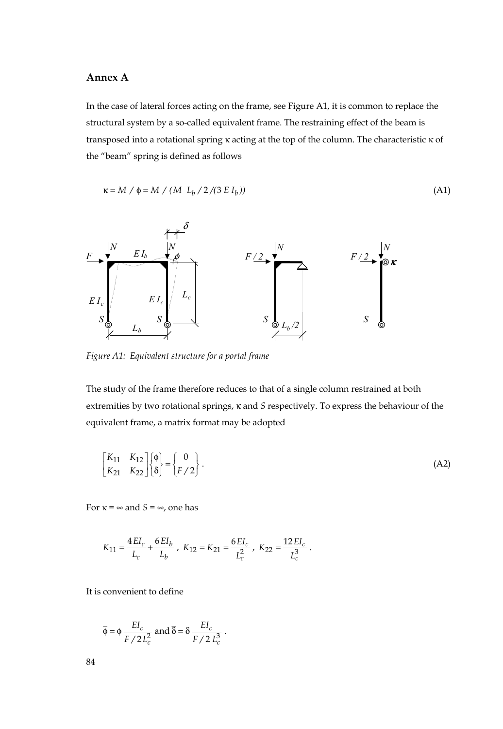## Annex A

In the case of lateral forces acting on the frame, see Figure A1, it is common to replace the structural system by a so-called equivalent frame. The restraining effect of the beam is transposed into a rotational spring κ acting at the top of the column. The characteristic κ of the "beam" spring is defined as follows

$$\kappa = M \;/\; \phi = M \;/\; (M \;\; L_b \;/\; 2 \;/ (3 \; E \; I_b)) \tag{A1}$$

*Figure A1: Equivalent structure for a portal frame*

The study of the frame therefore reduces to that of a single column restrained at both extremities by two rotational springs, κ and *S* respectively. To express the behaviour of the equivalent frame, a matrix format may be adopted

$$\begin{bmatrix} K_{11} & K_{12} \\ K_{21} & K_{22} \end{bmatrix} \begin{Bmatrix} \phi \\ \delta \end{Bmatrix} = \begin{Bmatrix} 0 \\ F/2 \end{Bmatrix}. \tag{A2}$$

For $\kappa = \infty$ and $S = \infty$, one has

$$K_{11} = \frac{4EI_c}{L_c} + \frac{6EI_b}{L_b}, \; K_{12} = K_{21} = \frac{6EI_c}{L_c^2}, \; K_{22} = \frac{12EI_c}{L_c^3}.$$

It is convenient to define

$$\overline{\phi} = \phi \frac{EI_c}{F/2L_c^2} \text{ and } \overline{\delta} = \delta \frac{EI_c}{F/2\,L_c^3}.$$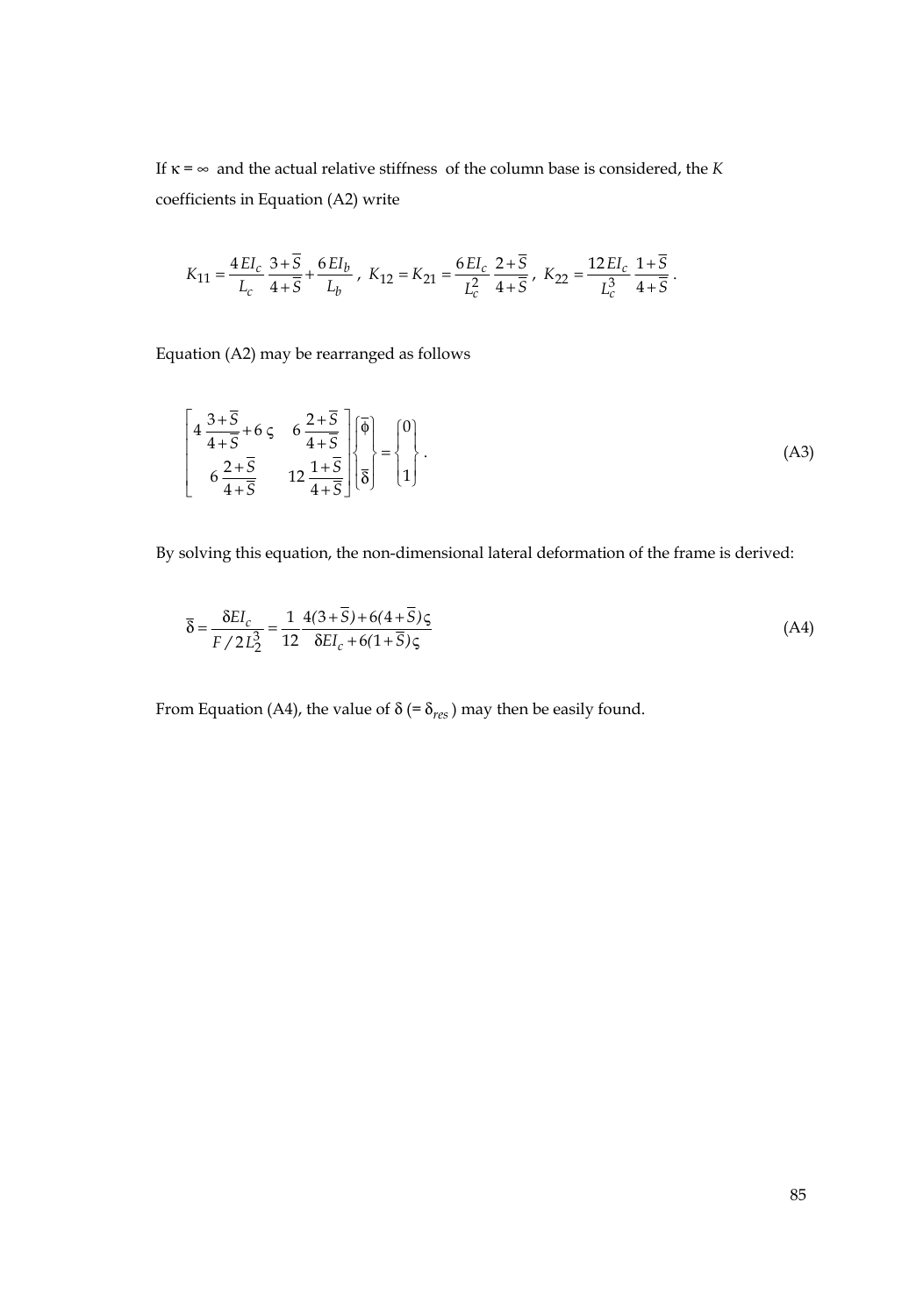If $\kappa = \infty$ and the actual relative stiffness of the column base is considered, the $K$ coefficients in Equation (A2) write

$$K_{11} = \frac{4\,EI_c}{L_c}\,\frac{3+\overline{S}}{4+\overline{S}} + \frac{6\,EI_b}{L_b}\,,\; K_{12} = K_{21} = \frac{6\,EI_c}{L_c^2}\,\frac{2+\overline{S}}{4+\overline{S}}\,,\; K_{22} = \frac{12\,EI_c}{L_c^3}\,\frac{1+\overline{S}}{4+\overline{S}}\,.$$

Equation (A2) may be rearranged as follows

$$\begin{bmatrix} 4\,\dfrac{3+\overline{S}}{4+\overline{S}} + 6\,\varsigma & 6\,\dfrac{2+\overline{S}}{4+\overline{S}} \\ 6\,\dfrac{2+\overline{S}}{4+\overline{S}} & 12\,\dfrac{1+\overline{S}}{4+\overline{S}} \end{bmatrix} \begin{Bmatrix} \overline{\phi} \\ \overline{\delta} \end{Bmatrix} = \begin{Bmatrix} 0 \\ 1 \end{Bmatrix}. \tag{A3}$$

By solving this equation, the non-dimensional lateral deformation of the frame is derived:

$$\overline{\delta} = \frac{\delta EI_c}{F/2L_2^3} = \frac{1}{12}\,\frac{4(3+\overline{S}) + 6(4+\overline{S})\varsigma}{\delta EI_c + 6(1+\overline{S})\varsigma} \tag{A4}$$

From Equation (A4), the value of $\delta$ (= $\delta_{res}$) may then be easily found.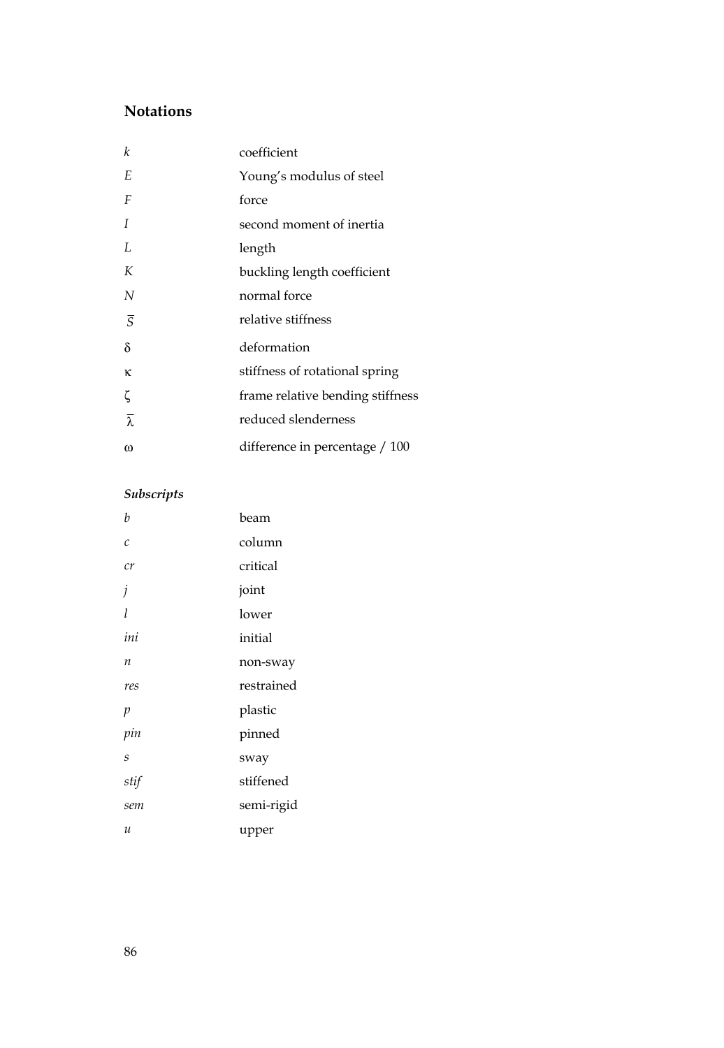## Notations

| | |
|---|---|
| $k$ | coefficient |
| $E$ | Young's modulus of steel |
| $F$ | force |
| $I$ | second moment of inertia |
| $L$ | length |
| $K$ | buckling length coefficient |
| $N$ | normal force |
| $\overline{S}$ | relative stiffness |
| $\delta$ | deformation |
| $\kappa$ | stiffness of rotational spring |
| $\zeta$ | frame relative bending stiffness |
| $\overline{\lambda}$ | reduced slenderness |
| $\omega$ | difference in percentage / 100 |

### *Subscripts*

| | |
|---|---|
| $b$ | beam |
| $c$ | column |
| $cr$ | critical |
| $j$ | joint |
| $l$ | lower |
| $ini$ | initial |
| $n$ | non-sway |
| $res$ | restrained |
| $p$ | plastic |
| $pin$ | pinned |
| $s$ | sway |
| $stif$ | stiffened |
| $sem$ | semi-rigid |
| $u$ | upper |